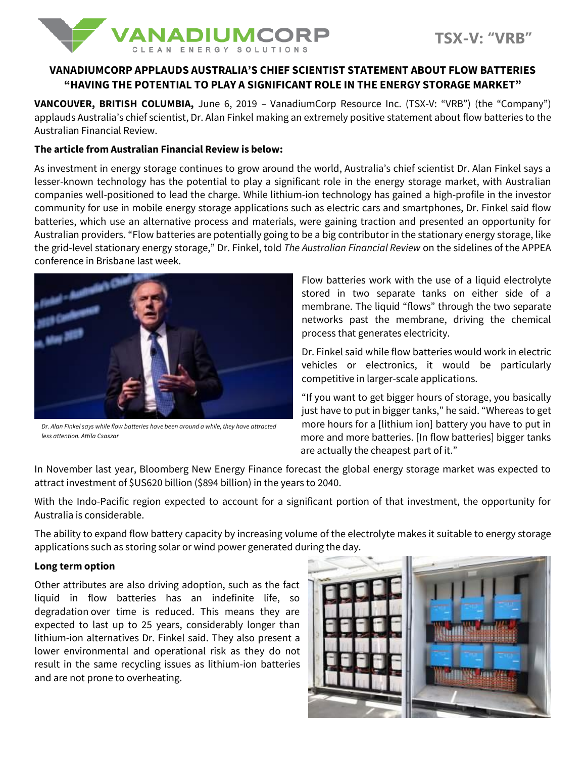VANADIUMCORP CLEAN ENERGY SOLUTIONS

TSX-V: "VRB"

# VANADIUMCORP APPLAUDS AUSTRALIA'S CHIEF SCIENTIST STATEMENT ABOUT FLOW BATTERIES "HAVING THE POTENTIAL TO PLAY A SIGNIFICANT ROLE IN THE ENERGY STORAGE MARKET"

**VANCOUVER, BRITISH COLUMBIA,** June 6, 2019 – VanadiumCorp Resource Inc. (TSX-V: "VRB") (the "Company") applauds Australia's chief scientist, Dr. Alan Finkel making an extremely positive statement about flow batteries to the Australian Financial Review.

**The article from Australian Financial Review is below:**

As investment in energy storage continues to grow around the world, Australia's chief scientist Dr. Alan Finkel says a lesser-known technology has the potential to play a significant role in the energy storage market, with Australian companies well-positioned to lead the charge. While lithium-ion technology has gained a high-profile in the investor community for use in mobile energy storage applications such as electric cars and smartphones, Dr. Finkel said flow batteries, which use an alternative process and materials, were gaining traction and presented an opportunity for Australian providers. "Flow batteries are potentially going to be a big contributor in the stationary energy storage, like the grid-level stationary energy storage," Dr. Finkel, told *The Australian Financial Review* on the sidelines of the APPEA conference in Brisbane last week.

*Dr. Alan Finkel says while flow batteries have been around a while, they have attracted less attention. Attila Csaszar*

Flow batteries work with the use of a liquid electrolyte stored in two separate tanks on either side of a membrane. The liquid "flows" through the two separate networks past the membrane, driving the chemical process that generates electricity.

Dr. Finkel said while flow batteries would work in electric vehicles or electronics, it would be particularly competitive in larger-scale applications.

"If you want to get bigger hours of storage, you basically just have to put in bigger tanks," he said. "Whereas to get more hours for a [lithium ion] battery you have to put in more and more batteries. [In flow batteries] bigger tanks are actually the cheapest part of it."

In November last year, Bloomberg New Energy Finance forecast the global energy storage market was expected to attract investment of $US620 billion ($894 billion) in the years to 2040.

With the Indo-Pacific region expected to account for a significant portion of that investment, the opportunity for Australia is considerable.

The ability to expand flow battery capacity by increasing volume of the electrolyte makes it suitable to energy storage applications such as storing solar or wind power generated during the day.

**Long term option**

Other attributes are also driving adoption, such as the fact liquid in flow batteries has an indefinite life, so degradation over time is reduced. This means they are expected to last up to 25 years, considerably longer than lithium-ion alternatives Dr. Finkel said. They also present a lower environmental and operational risk as they do not result in the same recycling issues as lithium-ion batteries and are not prone to overheating.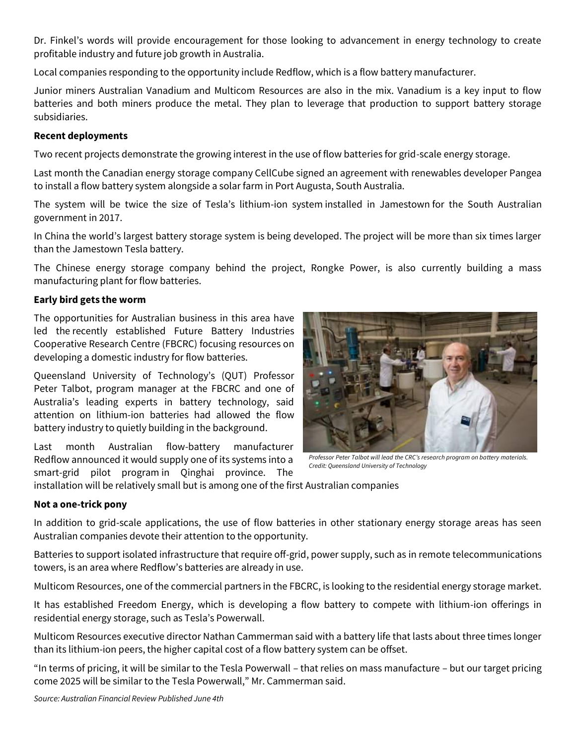Dr. Finkel's words will provide encouragement for those looking to advancement in energy technology to create profitable industry and future job growth in Australia.

Local companies responding to the opportunity include Redflow, which is a flow battery manufacturer.

Junior miners Australian Vanadium and Multicom Resources are also in the mix. Vanadium is a key input to flow batteries and both miners produce the metal. They plan to leverage that production to support battery storage subsidiaries.

**Recent deployments**

Two recent projects demonstrate the growing interest in the use of flow batteries for grid-scale energy storage.

Last month the Canadian energy storage company CellCube signed an agreement with renewables developer Pangea to install a flow battery system alongside a solar farm in Port Augusta, South Australia.

The system will be twice the size of Tesla's lithium-ion system installed in Jamestown for the South Australian government in 2017.

In China the world's largest battery storage system is being developed. The project will be more than six times larger than the Jamestown Tesla battery.

The Chinese energy storage company behind the project, Rongke Power, is also currently building a mass manufacturing plant for flow batteries.

**Early bird gets the worm**

The opportunities for Australian business in this area have led the recently established Future Battery Industries Cooperative Research Centre (FBCRC) focusing resources on developing a domestic industry for flow batteries.

Queensland University of Technology's (QUT) Professor Peter Talbot, program manager at the FBCRC and one of Australia's leading experts in battery technology, said attention on lithium-ion batteries had allowed the flow battery industry to quietly building in the background.

*Professor Peter Talbot will lead the CRC's research program on battery materials. Credit: Queensland University of Technology*

Last month Australian flow-battery manufacturer Redflow announced it would supply one of its systems into a smart-grid pilot program in Qinghai province. The installation will be relatively small but is among one of the first Australian companies

**Not a one-trick pony**

In addition to grid-scale applications, the use of flow batteries in other stationary energy storage areas has seen Australian companies devote their attention to the opportunity.

Batteries to support isolated infrastructure that require off-grid, power supply, such as in remote telecommunications towers, is an area where Redflow's batteries are already in use.

Multicom Resources, one of the commercial partners in the FBCRC, is looking to the residential energy storage market.

It has established Freedom Energy, which is developing a flow battery to compete with lithium-ion offerings in residential energy storage, such as Tesla's Powerwall.

Multicom Resources executive director Nathan Cammerman said with a battery life that lasts about three times longer than its lithium-ion peers, the higher capital cost of a flow battery system can be offset.

"In terms of pricing, it will be similar to the Tesla Powerwall – that relies on mass manufacture – but our target pricing come 2025 will be similar to the Tesla Powerwall," Mr. Cammerman said.

*Source: Australian Financial Review Published June 4th*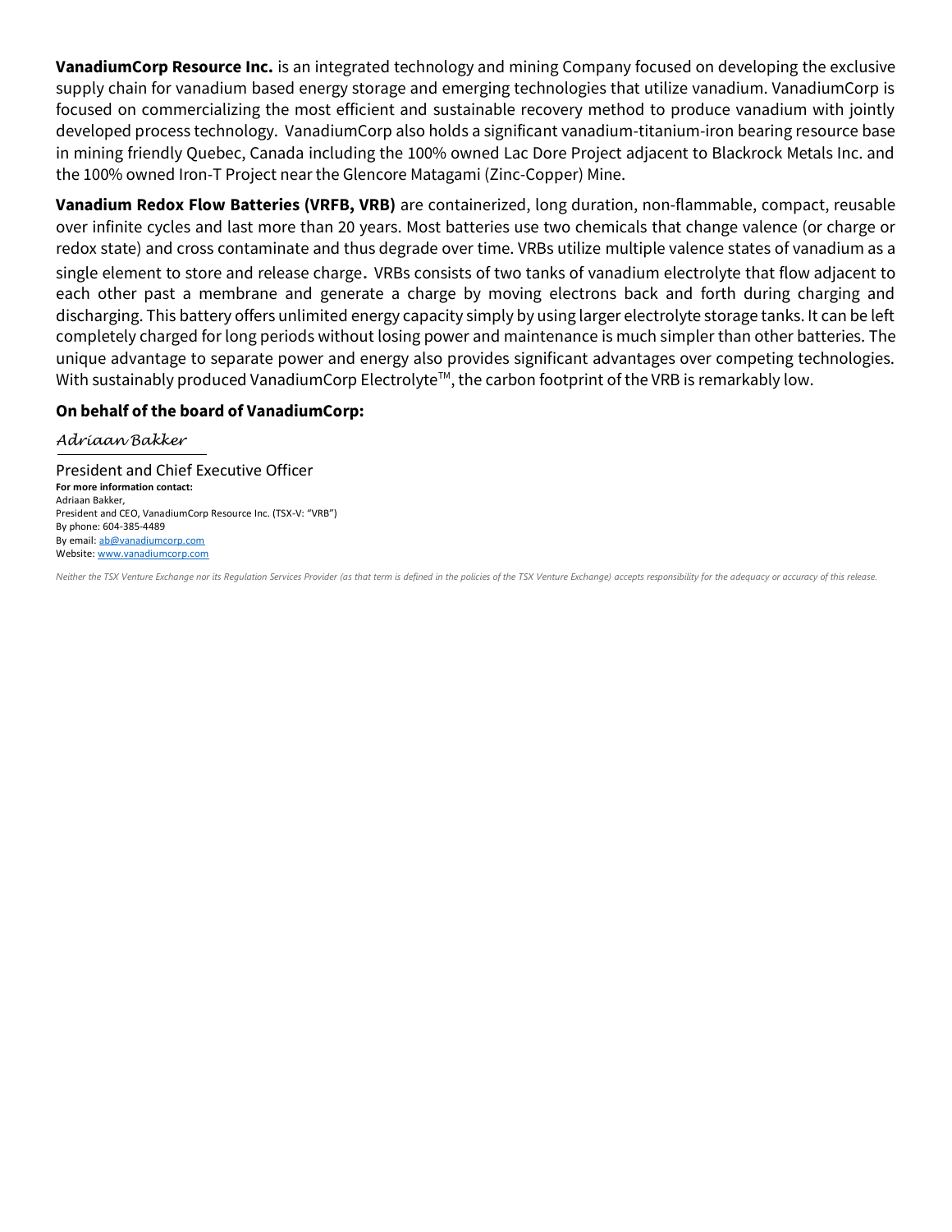**VanadiumCorp Resource Inc.** is an integrated technology and mining Company focused on developing the exclusive supply chain for vanadium based energy storage and emerging technologies that utilize vanadium. VanadiumCorp is focused on commercializing the most efficient and sustainable recovery method to produce vanadium with jointly developed process technology. VanadiumCorp also holds a significant vanadium-titanium-iron bearing resource base in mining friendly Quebec, Canada including the 100% owned Lac Dore Project adjacent to Blackrock Metals Inc. and the 100% owned Iron-T Project near the Glencore Matagami (Zinc-Copper) Mine.

**Vanadium Redox Flow Batteries (VRFB, VRB)** are containerized, long duration, non-flammable, compact, reusable over infinite cycles and last more than 20 years. Most batteries use two chemicals that change valence (or charge or redox state) and cross contaminate and thus degrade over time. VRBs utilize multiple valence states of vanadium as a single element to store and release charge. VRBs consists of two tanks of vanadium electrolyte that flow adjacent to each other past a membrane and generate a charge by moving electrons back and forth during charging and discharging. This battery offers unlimited energy capacity simply by using larger electrolyte storage tanks. It can be left completely charged for long periods without losing power and maintenance is much simpler than other batteries. The unique advantage to separate power and energy also provides significant advantages over competing technologies. With sustainably produced VanadiumCorp Electrolyte™, the carbon footprint of the VRB is remarkably low.

**On behalf of the board of VanadiumCorp:**

*Adriaan Bakker*

President and Chief Executive Officer

**For more information contact:**
Adriaan Bakker,
President and CEO, VanadiumCorp Resource Inc. (TSX-V: "VRB")
By phone: 604-385-4489
By email: ab@vanadiumcorp.com
Website: www.vanadiumcorp.com

*Neither the TSX Venture Exchange nor its Regulation Services Provider (as that term is defined in the policies of the TSX Venture Exchange) accepts responsibility for the adequacy or accuracy of this release.*